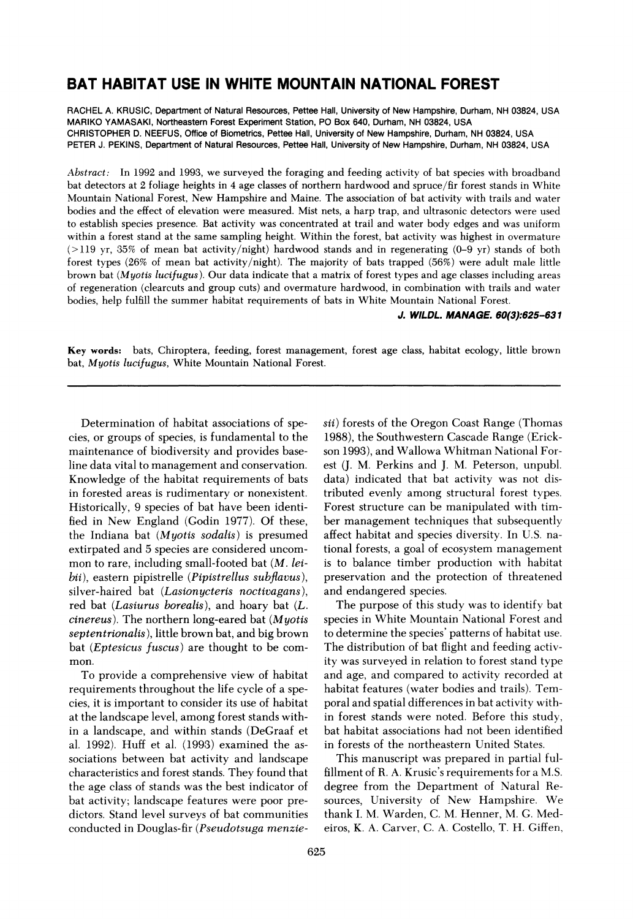# BAT HABITAT USE IN WHITE MOUNTAIN NATIONAL FOREST

RACHEL A. KRUSIC, Department of Natural Resources, Pettee Hall, University of New Hampshire, Durham, NH 03824, USA
MARIKO YAMASAKI, Northeastern Forest Experiment Station, PO Box 640, Durham, NH 03824, USA
CHRISTOPHER D. NEEFUS, Office of Biometrics, Pettee Hall, University of New Hampshire, Durham, NH 03824, USA
PETER J. PEKINS, Department of Natural Resources, Pettee Hall, University of New Hampshire, Durham, NH 03824, USA

*Abstract:* In 1992 and 1993, we surveyed the foraging and feeding activity of bat species with broadband bat detectors at 2 foliage heights in 4 age classes of northern hardwood and spruce/fir forest stands in White Mountain National Forest, New Hampshire and Maine. The association of bat activity with trails and water bodies and the effect of elevation were measured. Mist nets, a harp trap, and ultrasonic detectors were used to establish species presence. Bat activity was concentrated at trail and water body edges and was uniform within a forest stand at the same sampling height. Within the forest, bat activity was highest in overmature (>119 yr, 35% of mean bat activity/night) hardwood stands and in regenerating (0–9 yr) stands of both forest types (26% of mean bat activity/night). The majority of bats trapped (56%) were adult male little brown bat (*Myotis lucifugus*). Our data indicate that a matrix of forest types and age classes including areas of regeneration (clearcuts and group cuts) and overmature hardwood, in combination with trails and water bodies, help fulfill the summer habitat requirements of bats in White Mountain National Forest.

***J. WILDL. MANAGE. 60(3):625–631***

**Key words:** bats, Chiroptera, feeding, forest management, forest age class, habitat ecology, little brown bat, *Myotis lucifugus*, White Mountain National Forest.

---

Determination of habitat associations of species, or groups of species, is fundamental to the maintenance of biodiversity and provides baseline data vital to management and conservation. Knowledge of the habitat requirements of bats in forested areas is rudimentary or nonexistent. Historically, 9 species of bat have been identified in New England (Godin 1977). Of these, the Indiana bat (*Myotis sodalis*) is presumed extirpated and 5 species are considered uncommon to rare, including small-footed bat (*M. leibii*), eastern pipistrelle (*Pipistrellus subflavus*), silver-haired bat (*Lasionycteris noctivagans*), red bat (*Lasiurus borealis*), and hoary bat (*L. cinereus*). The northern long-eared bat (*Myotis septentrionalis*), little brown bat, and big brown bat (*Eptesicus fuscus*) are thought to be common.

To provide a comprehensive view of habitat requirements throughout the life cycle of a species, it is important to consider its use of habitat at the landscape level, among forest stands within a landscape, and within stands (DeGraaf et al. 1992). Huff et al. (1993) examined the associations between bat activity and landscape characteristics and forest stands. They found that the age class of stands was the best indicator of bat activity; landscape features were poor predictors. Stand level surveys of bat communities conducted in Douglas-fir (*Pseudotsuga menziesii*) forests of the Oregon Coast Range (Thomas 1988), the Southwestern Cascade Range (Erickson 1993), and Wallowa Whitman National Forest (J. M. Perkins and J. M. Peterson, unpubl. data) indicated that bat activity was not distributed evenly among structural forest types. Forest structure can be manipulated with timber management techniques that subsequently affect habitat and species diversity. In U.S. national forests, a goal of ecosystem management is to balance timber production with habitat preservation and the protection of threatened and endangered species.

The purpose of this study was to identify bat species in White Mountain National Forest and to determine the species' patterns of habitat use. The distribution of bat flight and feeding activity was surveyed in relation to forest stand type and age, and compared to activity recorded at habitat features (water bodies and trails). Temporal and spatial differences in bat activity within forest stands were noted. Before this study, bat habitat associations had not been identified in forests of the northeastern United States.

This manuscript was prepared in partial fulfillment of R. A. Krusic's requirements for a M.S. degree from the Department of Natural Resources, University of New Hampshire. We thank I. M. Warden, C. M. Henner, M. G. Medeiros, K. A. Carver, C. A. Costello, T. H. Giffen,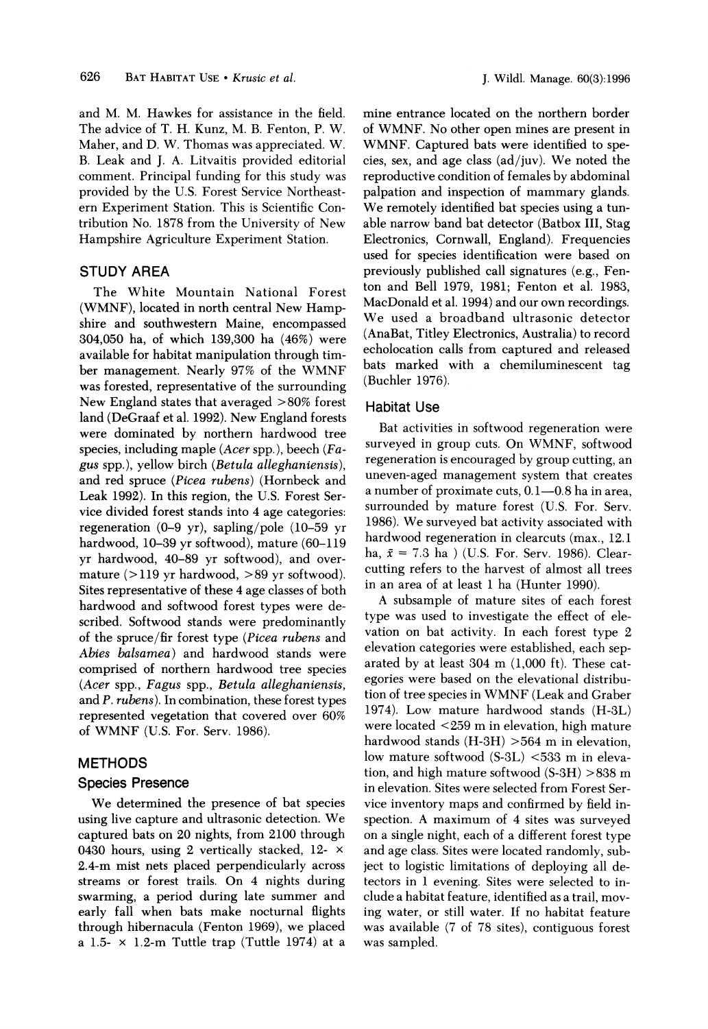and M. M. Hawkes for assistance in the field. The advice of T. H. Kunz, M. B. Fenton, P. W. Maher, and D. W. Thomas was appreciated. W. B. Leak and J. A. Litvaitis provided editorial comment. Principal funding for this study was provided by the U.S. Forest Service Northeastern Experiment Station. This is Scientific Contribution No. 1878 from the University of New Hampshire Agriculture Experiment Station.

## STUDY AREA

The White Mountain National Forest (WMNF), located in north central New Hampshire and southwestern Maine, encompassed 304,050 ha, of which 139,300 ha (46%) were available for habitat manipulation through timber management. Nearly 97% of the WMNF was forested, representative of the surrounding New England states that averaged >80% forest land (DeGraaf et al. 1992). New England forests were dominated by northern hardwood tree species, including maple (*Acer* spp.), beech (*Fagus* spp.), yellow birch (*Betula alleghaniensis*), and red spruce (*Picea rubens*) (Hornbeck and Leak 1992). In this region, the U.S. Forest Service divided forest stands into 4 age categories: regeneration (0–9 yr), sapling/pole (10–59 yr hardwood, 10–39 yr softwood), mature (60–119 yr hardwood, 40–89 yr softwood), and overmature (>119 yr hardwood, >89 yr softwood). Sites representative of these 4 age classes of both hardwood and softwood forest types were described. Softwood stands were predominantly of the spruce/fir forest type (*Picea rubens* and *Abies balsamea*) and hardwood stands were comprised of northern hardwood tree species (*Acer* spp., *Fagus* spp., *Betula alleghaniensis*, and *P. rubens*). In combination, these forest types represented vegetation that covered over 60% of WMNF (U.S. For. Serv. 1986).

## METHODS

### Species Presence

We determined the presence of bat species using live capture and ultrasonic detection. We captured bats on 20 nights, from 2100 through 0430 hours, using 2 vertically stacked, 12- × 2.4-m mist nets placed perpendicularly across streams or forest trails. On 4 nights during swarming, a period during late summer and early fall when bats make nocturnal flights through hibernacula (Fenton 1969), we placed a 1.5- × 1.2-m Tuttle trap (Tuttle 1974) at a mine entrance located on the northern border of WMNF. No other open mines are present in WMNF. Captured bats were identified to species, sex, and age class (ad/juv). We noted the reproductive condition of females by abdominal palpation and inspection of mammary glands. We remotely identified bat species using a tunable narrow band bat detector (Batbox III, Stag Electronics, Cornwall, England). Frequencies used for species identification were based on previously published call signatures (e.g., Fenton and Bell 1979, 1981; Fenton et al. 1983, MacDonald et al. 1994) and our own recordings. We used a broadband ultrasonic detector (AnaBat, Titley Electronics, Australia) to record echolocation calls from captured and released bats marked with a chemiluminescent tag (Buchler 1976).

### Habitat Use

Bat activities in softwood regeneration were surveyed in group cuts. On WMNF, softwood regeneration is encouraged by group cutting, an uneven-aged management system that creates a number of proximate cuts, 0.1—0.8 ha in area, surrounded by mature forest (U.S. For. Serv. 1986). We surveyed bat activity associated with hardwood regeneration in clearcuts (max., 12.1 ha, $\bar{x}$ = 7.3 ha ) (U.S. For. Serv. 1986). Clearcutting refers to the harvest of almost all trees in an area of at least 1 ha (Hunter 1990).

A subsample of mature sites of each forest type was used to investigate the effect of elevation on bat activity. In each forest type 2 elevation categories were established, each separated by at least 304 m (1,000 ft). These categories were based on the elevational distribution of tree species in WMNF (Leak and Graber 1974). Low mature hardwood stands (H-3L) were located <259 m in elevation, high mature hardwood stands (H-3H) >564 m in elevation, low mature softwood (S-3L) <533 m in elevation, and high mature softwood (S-3H) >838 m in elevation. Sites were selected from Forest Service inventory maps and confirmed by field inspection. A maximum of 4 sites was surveyed on a single night, each of a different forest type and age class. Sites were located randomly, subject to logistic limitations of deploying all detectors in 1 evening. Sites were selected to include a habitat feature, identified as a trail, moving water, or still water. If no habitat feature was available (7 of 78 sites), contiguous forest was sampled.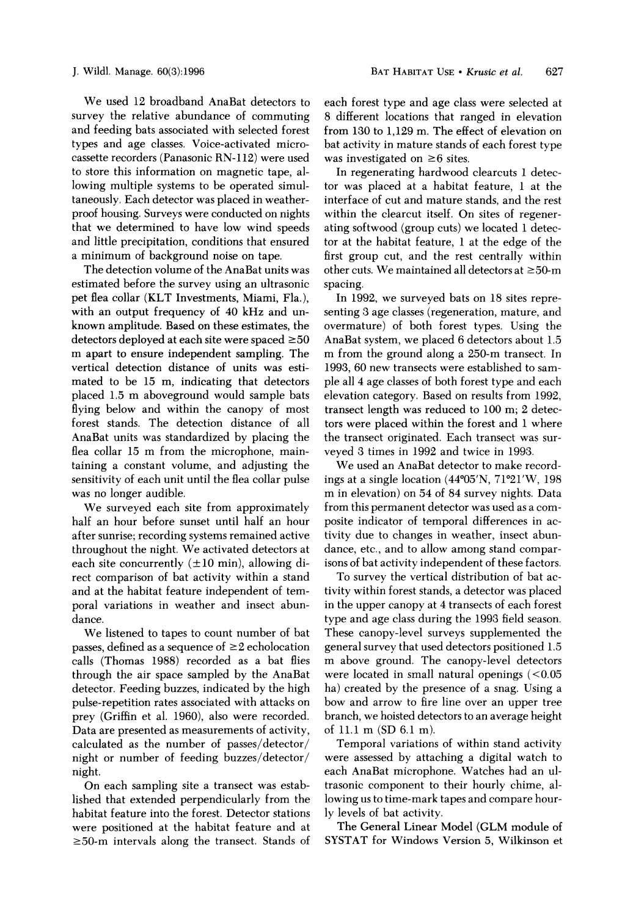We used 12 broadband AnaBat detectors to survey the relative abundance of commuting and feeding bats associated with selected forest types and age classes. Voice-activated microcassette recorders (Panasonic RN-112) were used to store this information on magnetic tape, allowing multiple systems to be operated simultaneously. Each detector was placed in weatherproof housing. Surveys were conducted on nights that we determined to have low wind speeds and little precipitation, conditions that ensured a minimum of background noise on tape.

The detection volume of the AnaBat units was estimated before the survey using an ultrasonic pet flea collar (KLT Investments, Miami, Fla.), with an output frequency of 40 kHz and unknown amplitude. Based on these estimates, the detectors deployed at each site were spaced ≥50 m apart to ensure independent sampling. The vertical detection distance of units was estimated to be 15 m, indicating that detectors placed 1.5 m aboveground would sample bats flying below and within the canopy of most forest stands. The detection distance of all AnaBat units was standardized by placing the flea collar 15 m from the microphone, maintaining a constant volume, and adjusting the sensitivity of each unit until the flea collar pulse was no longer audible.

We surveyed each site from approximately half an hour before sunset until half an hour after sunrise; recording systems remained active throughout the night. We activated detectors at each site concurrently (±10 min), allowing direct comparison of bat activity within a stand and at the habitat feature independent of temporal variations in weather and insect abundance.

We listened to tapes to count number of bat passes, defined as a sequence of ≥2 echolocation calls (Thomas 1988) recorded as a bat flies through the air space sampled by the AnaBat detector. Feeding buzzes, indicated by the high pulse-repetition rates associated with attacks on prey (Griffin et al. 1960), also were recorded. Data are presented as measurements of activity, calculated as the number of passes/detector/night or number of feeding buzzes/detector/night.

On each sampling site a transect was established that extended perpendicularly from the habitat feature into the forest. Detector stations were positioned at the habitat feature and at ≥50-m intervals along the transect. Stands of each forest type and age class were selected at 8 different locations that ranged in elevation from 130 to 1,129 m. The effect of elevation on bat activity in mature stands of each forest type was investigated on ≥6 sites.

In regenerating hardwood clearcuts 1 detector was placed at a habitat feature, 1 at the interface of cut and mature stands, and the rest within the clearcut itself. On sites of regenerating softwood (group cuts) we located 1 detector at the habitat feature, 1 at the edge of the first group cut, and the rest centrally within other cuts. We maintained all detectors at ≥50-m spacing.

In 1992, we surveyed bats on 18 sites representing 3 age classes (regeneration, mature, and overmature) of both forest types. Using the AnaBat system, we placed 6 detectors about 1.5 m from the ground along a 250-m transect. In 1993, 60 new transects were established to sample all 4 age classes of both forest type and each elevation category. Based on results from 1992, transect length was reduced to 100 m; 2 detectors were placed within the forest and 1 where the transect originated. Each transect was surveyed 3 times in 1992 and twice in 1993.

We used an AnaBat detector to make recordings at a single location (44°05'N, 71°21'W, 198 m in elevation) on 54 of 84 survey nights. Data from this permanent detector was used as a composite indicator of temporal differences in activity due to changes in weather, insect abundance, etc., and to allow among stand comparisons of bat activity independent of these factors.

To survey the vertical distribution of bat activity within forest stands, a detector was placed in the upper canopy at 4 transects of each forest type and age class during the 1993 field season. These canopy-level surveys supplemented the general survey that used detectors positioned 1.5 m above ground. The canopy-level detectors were located in small natural openings (<0.05 ha) created by the presence of a snag. Using a bow and arrow to fire line over an upper tree branch, we hoisted detectors to an average height of 11.1 m (SD 6.1 m).

Temporal variations of within stand activity were assessed by attaching a digital watch to each AnaBat microphone. Watches had an ultrasonic component to their hourly chime, allowing us to time-mark tapes and compare hourly levels of bat activity.

The General Linear Model (GLM module of SYSTAT for Windows Version 5, Wilkinson et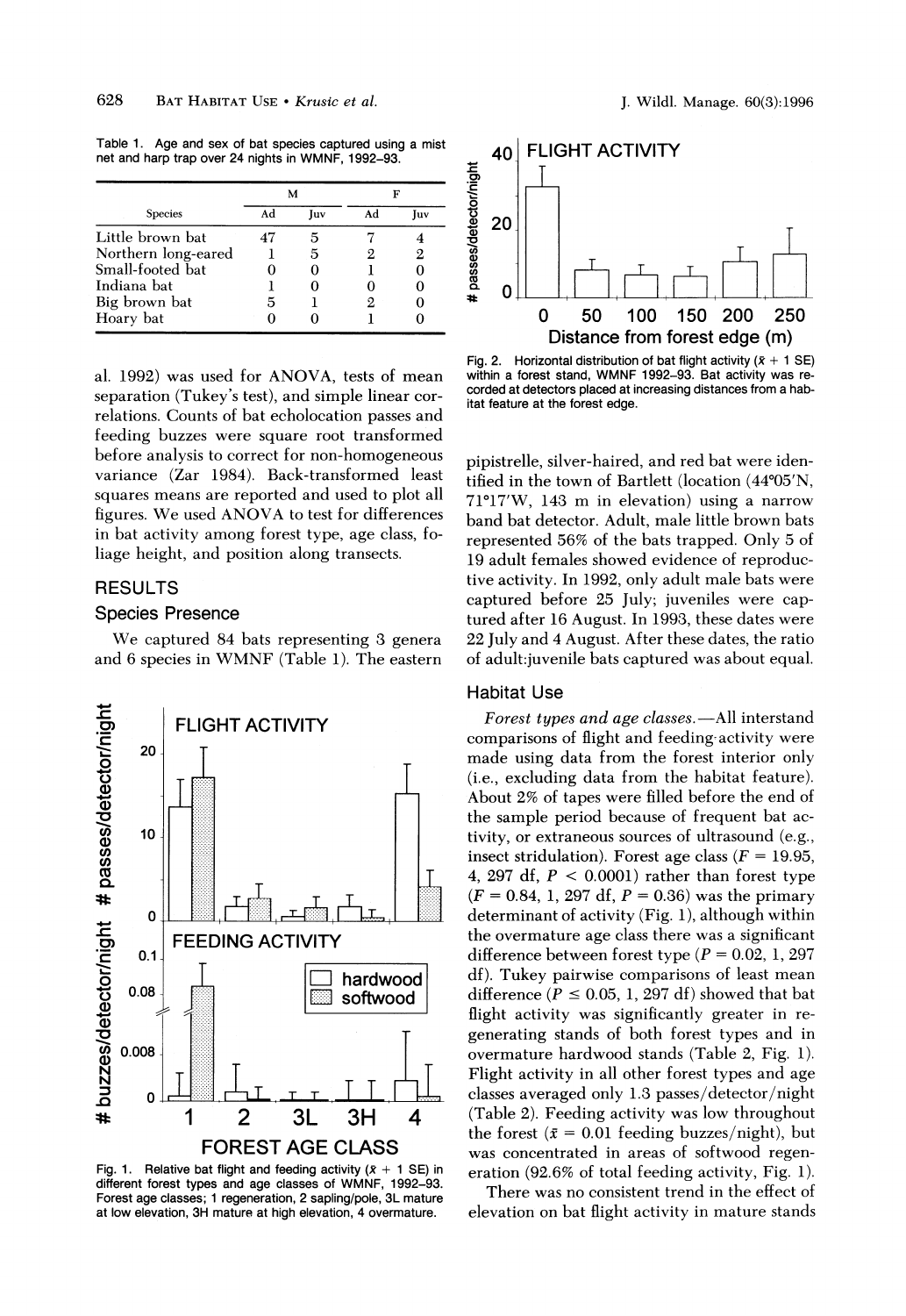Table 1. Age and sex of bat species captured using a mist net and harp trap over 24 nights in WMNF, 1992–93.

| Species | M | | F | |
|---|---|---|---|---|
| | Ad | Juv | Ad | Juv |
| Little brown bat | 47 | 5 | 7 | 4 |
| Northern long-eared | 1 | 5 | 2 | 2 |
| Small-footed bat | 0 | 0 | 1 | 0 |
| Indiana bat | 1 | 0 | 0 | 0 |
| Big brown bat | 5 | 1 | 2 | 0 |
| Hoary bat | 0 | 0 | 1 | 0 |

al. 1992) was used for ANOVA, tests of mean separation (Tukey's test), and simple linear correlations. Counts of bat echolocation passes and feeding buzzes were square root transformed before analysis to correct for non-homogeneous variance (Zar 1984). Back-transformed least squares means are reported and used to plot all figures. We used ANOVA to test for differences in bat activity among forest type, age class, foliage height, and position along transects.

## RESULTS

### Species Presence

We captured 84 bats representing 3 genera and 6 species in WMNF (Table 1). The eastern pipistrelle, silver-haired, and red bat were identified in the town of Bartlett (location (44°05′N, 71°17′W, 143 m in elevation) using a narrow band bat detector. Adult, male little brown bats represented 56% of the bats trapped. Only 5 of 19 adult females showed evidence of reproductive activity. In 1992, only adult male bats were captured before 25 July; juveniles were captured after 16 August. In 1993, these dates were 22 July and 4 August. After these dates, the ratio of adult:juvenile bats captured was about equal.

Fig. 1. Relative bat flight and feeding activity ($\bar{x}$ + 1 SE) in different forest types and age classes of WMNF, 1992–93. Forest age classes; 1 regeneration, 2 sapling/pole, 3L mature at low elevation, 3H mature at high elevation, 4 overmature.

Fig. 2. Horizontal distribution of bat flight activity ($\bar{x}$ + 1 SE) within a forest stand, WMNF 1992–93. Bat activity was recorded at detectors placed at increasing distances from a habitat feature at the forest edge.

### Habitat Use

*Forest types and age classes.*—All interstand comparisons of flight and feeding activity were made using data from the forest interior only (i.e., excluding data from the habitat feature). About 2% of tapes were filled before the end of the sample period because of frequent bat activity, or extraneous sources of ultrasound (e.g., insect stridulation). Forest age class ($F = 19.95$, 4, 297 df, $P < 0.0001$) rather than forest type ($F = 0.84$, 1, 297 df, $P = 0.36$) was the primary determinant of activity (Fig. 1), although within the overmature age class there was a significant difference between forest type ($P = 0.02$, 1, 297 df). Tukey pairwise comparisons of least mean difference ($P \leq 0.05$, 1, 297 df) showed that bat flight activity was significantly greater in regenerating stands of both forest types and in overmature hardwood stands (Table 2, Fig. 1). Flight activity in all other forest types and age classes averaged only 1.3 passes/detector/night (Table 2). Feeding activity was low throughout the forest ($\bar{x}$ = 0.01 feeding buzzes/night), but was concentrated in areas of softwood regeneration (92.6% of total feeding activity, Fig. 1).

There was no consistent trend in the effect of elevation on bat flight activity in mature stands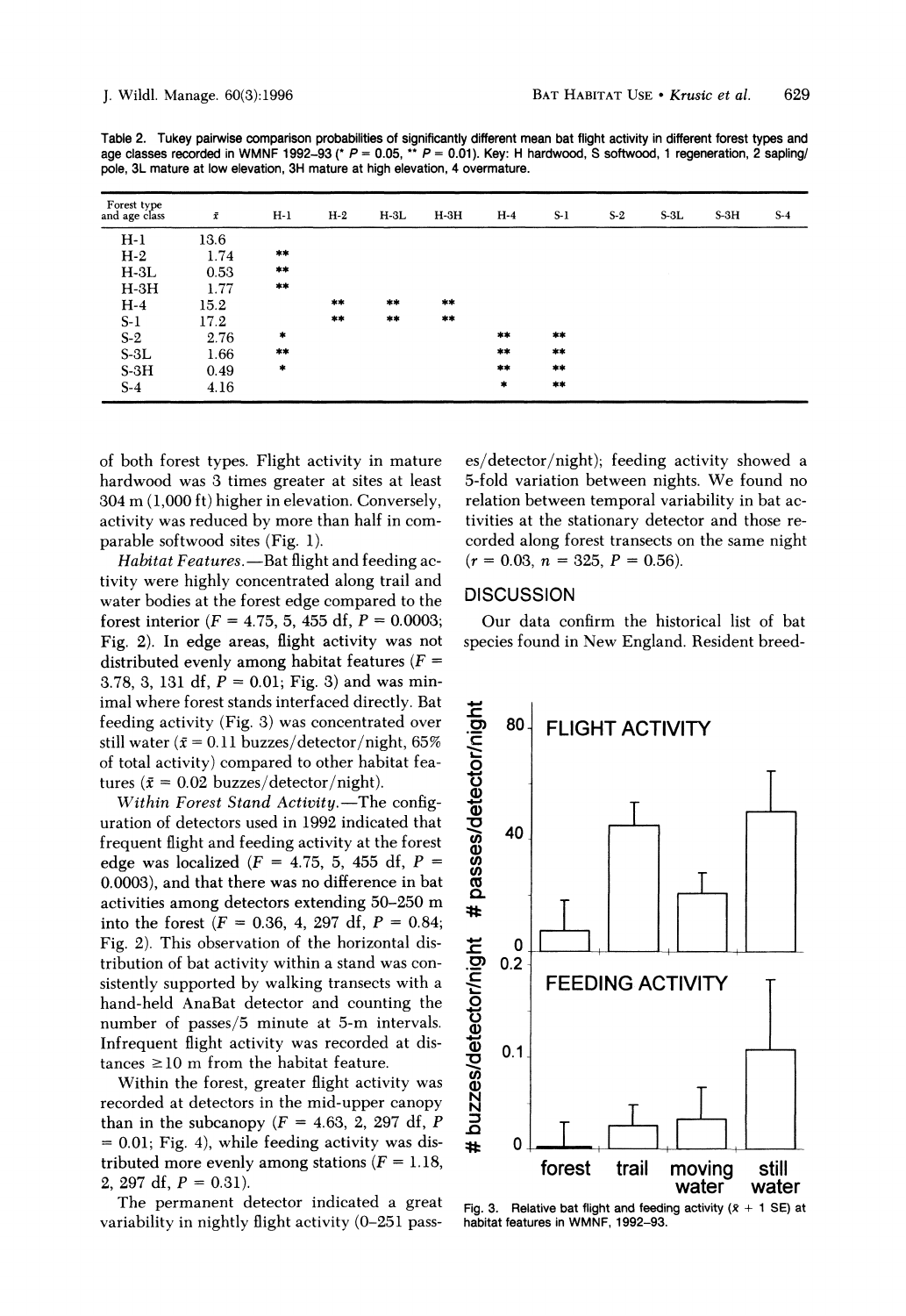Table 2. Tukey pairwise comparison probabilities of significantly different mean bat flight activity in different forest types and age classes recorded in WMNF 1992–93 (* $P = 0.05$, ** $P = 0.01$). Key: H hardwood, S softwood, 1 regeneration, 2 sapling/pole, 3L mature at low elevation, 3H mature at high elevation, 4 overmature.

| Forest type and age class | $\bar{x}$ | H-1 | H-2 | H-3L | H-3H | H-4 | S-1 | S-2 | S-3L | S-3H | S-4 |
|---|---|---|---|---|---|---|---|---|---|---|---|
| H-1 | 13.6 | | | | | | | | | | |
| H-2 | 1.74 | ** | | | | | | | | | |
| H-3L | 0.53 | ** | | | | | | | | | |
| H-3H | 1.77 | ** | | | | | | | | | |
| H-4 | 15.2 | | ** | ** | ** | | | | | | |
| S-1 | 17.2 | | ** | ** | ** | | | | | | |
| S-2 | 2.76 | * | | | | ** | ** | | | | |
| S-3L | 1.66 | ** | | | | ** | ** | | | | |
| S-3H | 0.49 | * | | | | ** | ** | | | | |
| S-4 | 4.16 | | | | | * | ** | | | | |

of both forest types. Flight activity in mature hardwood was 3 times greater at sites at least 304 m (1,000 ft) higher in elevation. Conversely, activity was reduced by more than half in comparable softwood sites (Fig. 1).

*Habitat Features.*—Bat flight and feeding activity were highly concentrated along trail and water bodies at the forest edge compared to the forest interior ($F = 4.75$, 5, 455 df, $P = 0.0003$; Fig. 2). In edge areas, flight activity was not distributed evenly among habitat features ($F = 3.78$, 3, 131 df, $P = 0.01$; Fig. 3) and was minimal where forest stands interfaced directly. Bat feeding activity (Fig. 3) was concentrated over still water ($\bar{x} = 0.11$ buzzes/detector/night, 65% of total activity) compared to other habitat features ($\bar{x} = 0.02$ buzzes/detector/night).

*Within Forest Stand Activity.*—The configuration of detectors used in 1992 indicated that frequent flight and feeding activity at the forest edge was localized ($F = 4.75$, 5, 455 df, $P = 0.0003$), and that there was no difference in bat activities among detectors extending 50–250 m into the forest ($F = 0.36$, 4, 297 df, $P = 0.84$; Fig. 2). This observation of the horizontal distribution of bat activity within a stand was consistently supported by walking transects with a hand-held AnaBat detector and counting the number of passes/5 minute at 5-m intervals. Infrequent flight activity was recorded at distances ≥10 m from the habitat feature.

Within the forest, greater flight activity was recorded at detectors in the mid-upper canopy than in the subcanopy ($F = 4.63$, 2, 297 df, $P = 0.01$; Fig. 4), while feeding activity was distributed more evenly among stations ($F = 1.18$, 2, 297 df, $P = 0.31$).

The permanent detector indicated a great variability in nightly flight activity (0–251 passes/detector/night); feeding activity showed a 5-fold variation between nights. We found no relation between temporal variability in bat activities at the stationary detector and those recorded along forest transects on the same night ($r = 0.03$, $n = 325$, $P = 0.56$).

## DISCUSSION

Our data confirm the historical list of bat species found in New England. Resident breed-

Fig. 3. Relative bat flight and feeding activity ($\bar{x}$ + 1 SE) at habitat features in WMNF, 1992–93.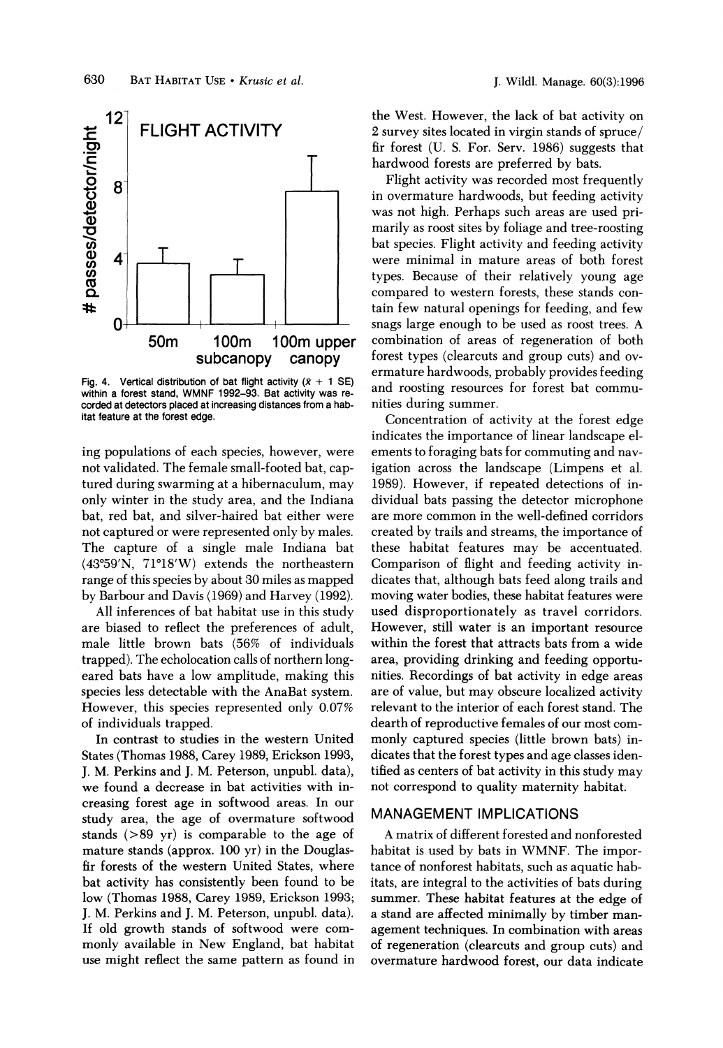Fig. 4. Vertical distribution of bat flight activity ($\bar{x}$ + 1 SE) within a forest stand, WMNF 1992–93. Bat activity was recorded at detectors placed at increasing distances from a habitat feature at the forest edge.

ing populations of each species, however, were not validated. The female small-footed bat, captured during swarming at a hibernaculum, may only winter in the study area, and the Indiana bat, red bat, and silver-haired bat either were not captured or were represented only by males. The capture of a single male Indiana bat (43°59′N, 71°18′W) extends the northeastern range of this species by about 30 miles as mapped by Barbour and Davis (1969) and Harvey (1992).

All inferences of bat habitat use in this study are biased to reflect the preferences of adult, male little brown bats (56% of individuals trapped). The echolocation calls of northern long-eared bats have a low amplitude, making this species less detectable with the AnaBat system. However, this species represented only 0.07% of individuals trapped.

In contrast to studies in the western United States (Thomas 1988, Carey 1989, Erickson 1993, J. M. Perkins and J. M. Peterson, unpubl. data), we found a decrease in bat activities with increasing forest age in softwood areas. In our study area, the age of overmature softwood stands (>89 yr) is comparable to the age of mature stands (approx. 100 yr) in the Douglas-fir forests of the western United States, where bat activity has consistently been found to be low (Thomas 1988, Carey 1989, Erickson 1993; J. M. Perkins and J. M. Peterson, unpubl. data). If old growth stands of softwood were commonly available in New England, bat habitat use might reflect the same pattern as found in the West. However, the lack of bat activity on 2 survey sites located in virgin stands of spruce/fir forest (U. S. For. Serv. 1986) suggests that hardwood forests are preferred by bats.

Flight activity was recorded most frequently in overmature hardwoods, but feeding activity was not high. Perhaps such areas are used primarily as roost sites by foliage and tree-roosting bat species. Flight activity and feeding activity were minimal in mature areas of both forest types. Because of their relatively young age compared to western forests, these stands contain few natural openings for feeding, and few snags large enough to be used as roost trees. A combination of areas of regeneration of both forest types (clearcuts and group cuts) and overmature hardwoods, probably provides feeding and roosting resources for forest bat communities during summer.

Concentration of activity at the forest edge indicates the importance of linear landscape elements to foraging bats for commuting and navigation across the landscape (Limpens et al. 1989). However, if repeated detections of individual bats passing the detector microphone are more common in the well-defined corridors created by trails and streams, the importance of these habitat features may be accentuated. Comparison of flight and feeding activity indicates that, although bats feed along trails and moving water bodies, these habitat features were used disproportionately as travel corridors. However, still water is an important resource within the forest that attracts bats from a wide area, providing drinking and feeding opportunities. Recordings of bat activity in edge areas are of value, but may obscure localized activity relevant to the interior of each forest stand. The dearth of reproductive females of our most commonly captured species (little brown bats) indicates that the forest types and age classes identified as centers of bat activity in this study may not correspond to quality maternity habitat.

## MANAGEMENT IMPLICATIONS

A matrix of different forested and nonforested habitat is used by bats in WMNF. The importance of nonforest habitats, such as aquatic habitats, are integral to the activities of bats during summer. These habitat features at the edge of a stand are affected minimally by timber management techniques. In combination with areas of regeneration (clearcuts and group cuts) and overmature hardwood forest, our data indicate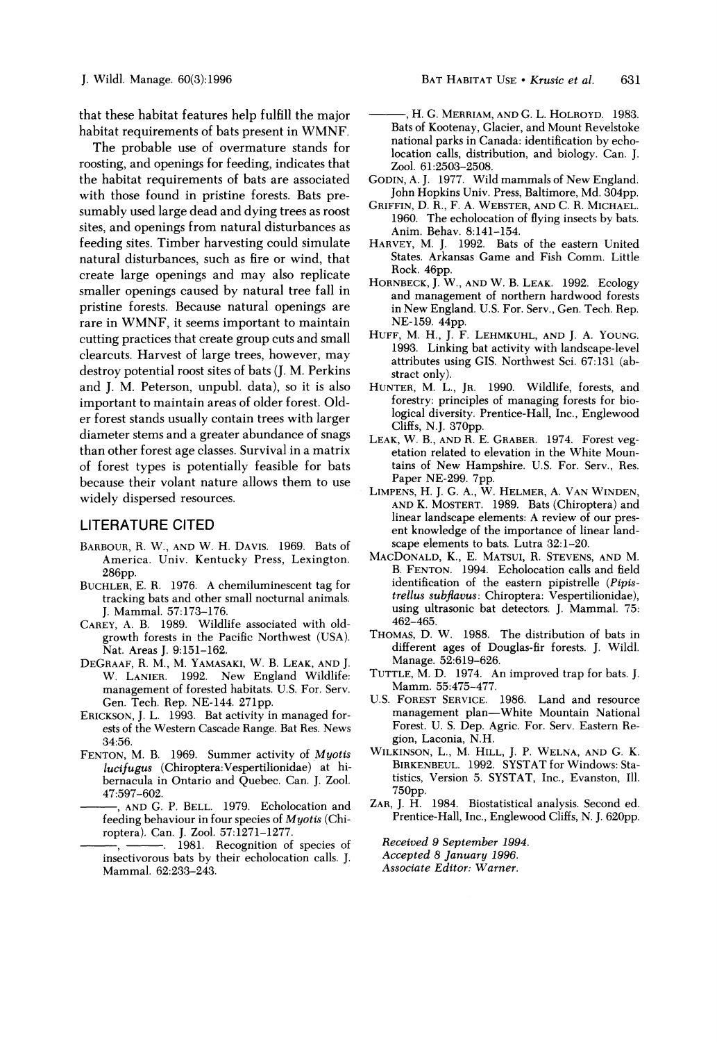that these habitat features help fulfill the major habitat requirements of bats present in WMNF.

The probable use of overmature stands for roosting, and openings for feeding, indicates that the habitat requirements of bats are associated with those found in pristine forests. Bats presumably used large dead and dying trees as roost sites, and openings from natural disturbances as feeding sites. Timber harvesting could simulate natural disturbances, such as fire or wind, that create large openings and may also replicate smaller openings caused by natural tree fall in pristine forests. Because natural openings are rare in WMNF, it seems important to maintain cutting practices that create group cuts and small clearcuts. Harvest of large trees, however, may destroy potential roost sites of bats (J. M. Perkins and J. M. Peterson, unpubl. data), so it is also important to maintain areas of older forest. Older forest stands usually contain trees with larger diameter stems and a greater abundance of snags than other forest age classes. Survival in a matrix of forest types is potentially feasible for bats because their volant nature allows them to use widely dispersed resources.

## LITERATURE CITED

BARBOUR, R. W., AND W. H. DAVIS. 1969. Bats of America. Univ. Kentucky Press, Lexington. 286pp.

BUCHLER, E. R. 1976. A chemiluminescent tag for tracking bats and other small nocturnal animals. J. Mammal. 57:173–176.

CAREY, A. B. 1989. Wildlife associated with old-growth forests in the Pacific Northwest (USA). Nat. Areas J. 9:151–162.

DEGRAAF, R. M., M. YAMASAKI, W. B. LEAK, AND J. W. LANIER. 1992. New England Wildlife: management of forested habitats. U.S. For. Serv. Gen. Tech. Rep. NE-144. 271pp.

ERICKSON, J. L. 1993. Bat activity in managed forests of the Western Cascade Range. Bat Res. News 34:56.

FENTON, M. B. 1969. Summer activity of *Myotis lucifugus* (Chiroptera:Vespertilionidae) at hibernacula in Ontario and Quebec. Can. J. Zool. 47:597–602.

———, AND G. P. BELL. 1979. Echolocation and feeding behaviour in four species of *Myotis* (Chiroptera). Can. J. Zool. 57:1271–1277.

———, ———. 1981. Recognition of species of insectivorous bats by their echolocation calls. J. Mammal. 62:233–243.

———, H. G. MERRIAM, AND G. L. HOLROYD. 1983. Bats of Kootenay, Glacier, and Mount Revelstoke national parks in Canada: identification by echolocation calls, distribution, and biology. Can. J. Zool. 61:2503–2508.

GODIN, A. J. 1977. Wild mammals of New England. John Hopkins Univ. Press, Baltimore, Md. 304pp.

GRIFFIN, D. R., F. A. WEBSTER, AND C. R. MICHAEL. 1960. The echolocation of flying insects by bats. Anim. Behav. 8:141–154.

HARVEY, M. J. 1992. Bats of the eastern United States. Arkansas Game and Fish Comm. Little Rock. 46pp.

HORNBECK, J. W., AND W. B. LEAK. 1992. Ecology and management of northern hardwood forests in New England. U.S. For. Serv., Gen. Tech. Rep. NE-159. 44pp.

HUFF, M. H., J. F. LEHMKUHL, AND J. A. YOUNG. 1993. Linking bat activity with landscape-level attributes using GIS. Northwest Sci. 67:131 (abstract only).

HUNTER, M. L., JR. 1990. Wildlife, forests, and forestry: principles of managing forests for biological diversity. Prentice-Hall, Inc., Englewood Cliffs, N.J. 370pp.

LEAK, W. B., AND R. E. GRABER. 1974. Forest vegetation related to elevation in the White Mountains of New Hampshire. U.S. For. Serv., Res. Paper NE-299. 7pp.

LIMPENS, H. J. G. A., W. HELMER, A. VAN WINDEN, AND K. MOSTERT. 1989. Bats (Chiroptera) and linear landscape elements: A review of our present knowledge of the importance of linear landscape elements to bats. Lutra 32:1–20.

MACDONALD, K., E. MATSUI, R. STEVENS, AND M. B. FENTON. 1994. Echolocation calls and field identification of the eastern pipistrelle (*Pipistrellus subflavus*: Chiroptera: Vespertilionidae), using ultrasonic bat detectors. J. Mammal. 75: 462–465.

THOMAS, D. W. 1988. The distribution of bats in different ages of Douglas-fir forests. J. Wildl. Manage. 52:619–626.

TUTTLE, M. D. 1974. An improved trap for bats. J. Mamm. 55:475–477.

U.S. FOREST SERVICE. 1986. Land and resource management plan—White Mountain National Forest. U. S. Dep. Agric. For. Serv. Eastern Region, Laconia, N.H.

WILKINSON, L., M. HILL, J. P. WELNA, AND G. K. BIRKENBEUL. 1992. SYSTAT for Windows: Statistics, Version 5. SYSTAT, Inc., Evanston, Ill. 750pp.

ZAR, J. H. 1984. Biostatistical analysis. Second ed. Prentice-Hall, Inc., Englewood Cliffs, N. J. 620pp.

*Received 9 September 1994.*
*Accepted 8 January 1996.*
*Associate Editor: Warner.*